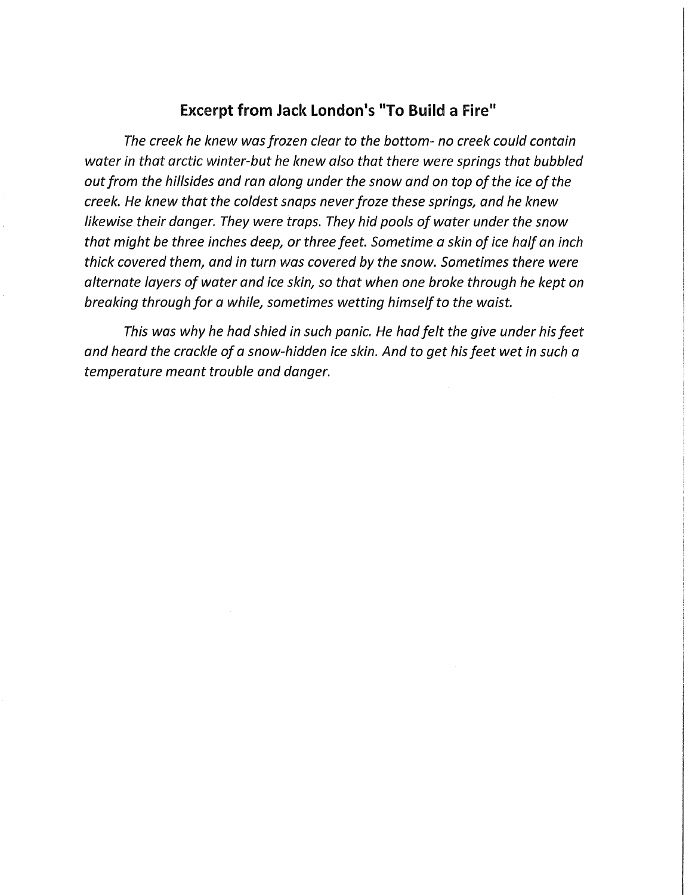## Excerpt from Jack London's "To Build a Fire"

*The creek he knew was frozen clear to the bottom- no creek could contain water in that arctic winter-but he knew also that there were springs that bubbled out from the hillsides and ran along under the snow and on top of the ice of the creek. He knew that the coldest snaps never froze these springs, and he knew likewise their danger. They were traps. They hid pools of water under the snow that might be three inches deep, or three feet. Sometime a skin of ice half an inch thick covered them, and in turn was covered by the snow. Sometimes there were alternate layers of water and ice skin, so that when one broke through he kept on breaking through for a while, sometimes wetting himself to the waist.*

*This was why he had shied in such panic. He had felt the give under his feet and heard the crackle of a snow-hidden ice skin. And to get his feet wet in such a temperature meant trouble and danger.*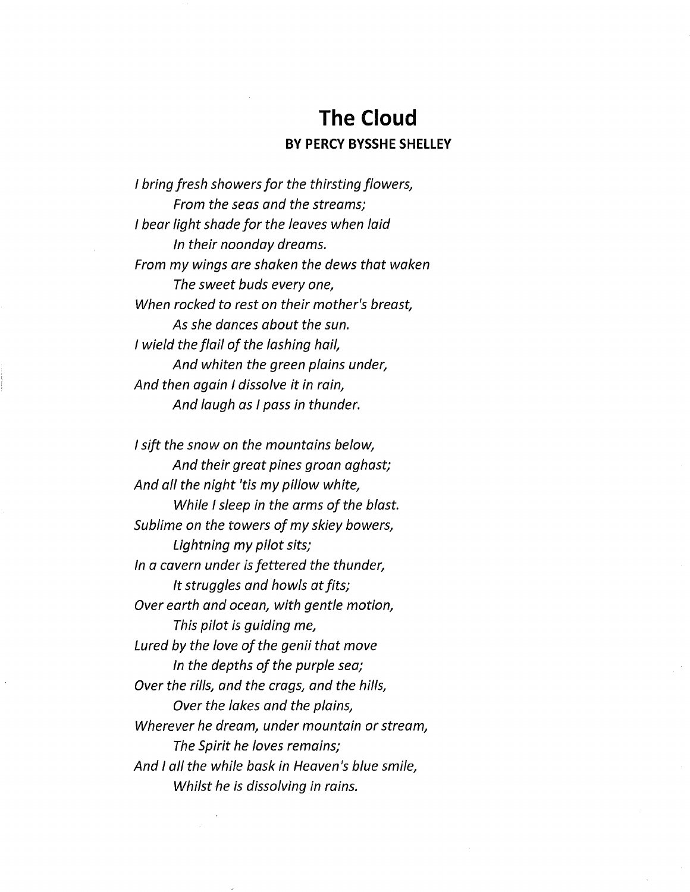# The Cloud

### BY PERCY BYSSHE SHELLEY

*I bring fresh showers for the thirsting flowers,*
*From the seas and the streams;*
*I bear light shade for the leaves when laid*
*In their noonday dreams.*
*From my wings are shaken the dews that waken*
*The sweet buds every one,*
*When rocked to rest on their mother's breast,*
*As she dances about the sun.*
*I wield the flail of the lashing hail,*
*And whiten the green plains under,*
*And then again I dissolve it in rain,*
*And laugh as I pass in thunder.*

*I sift the snow on the mountains below,*
*And their great pines groan aghast;*
*And all the night 'tis my pillow white,*
*While I sleep in the arms of the blast.*
*Sublime on the towers of my skiey bowers,*
*Lightning my pilot sits;*
*In a cavern under is fettered the thunder,*
*It struggles and howls at fits;*
*Over earth and ocean, with gentle motion,*
*This pilot is guiding me,*
*Lured by the love of the genii that move*
*In the depths of the purple sea;*
*Over the rills, and the crags, and the hills,*
*Over the lakes and the plains,*
*Wherever he dream, under mountain or stream,*
*The Spirit he loves remains;*
*And I all the while bask in Heaven's blue smile,*
*Whilst he is dissolving in rains.*